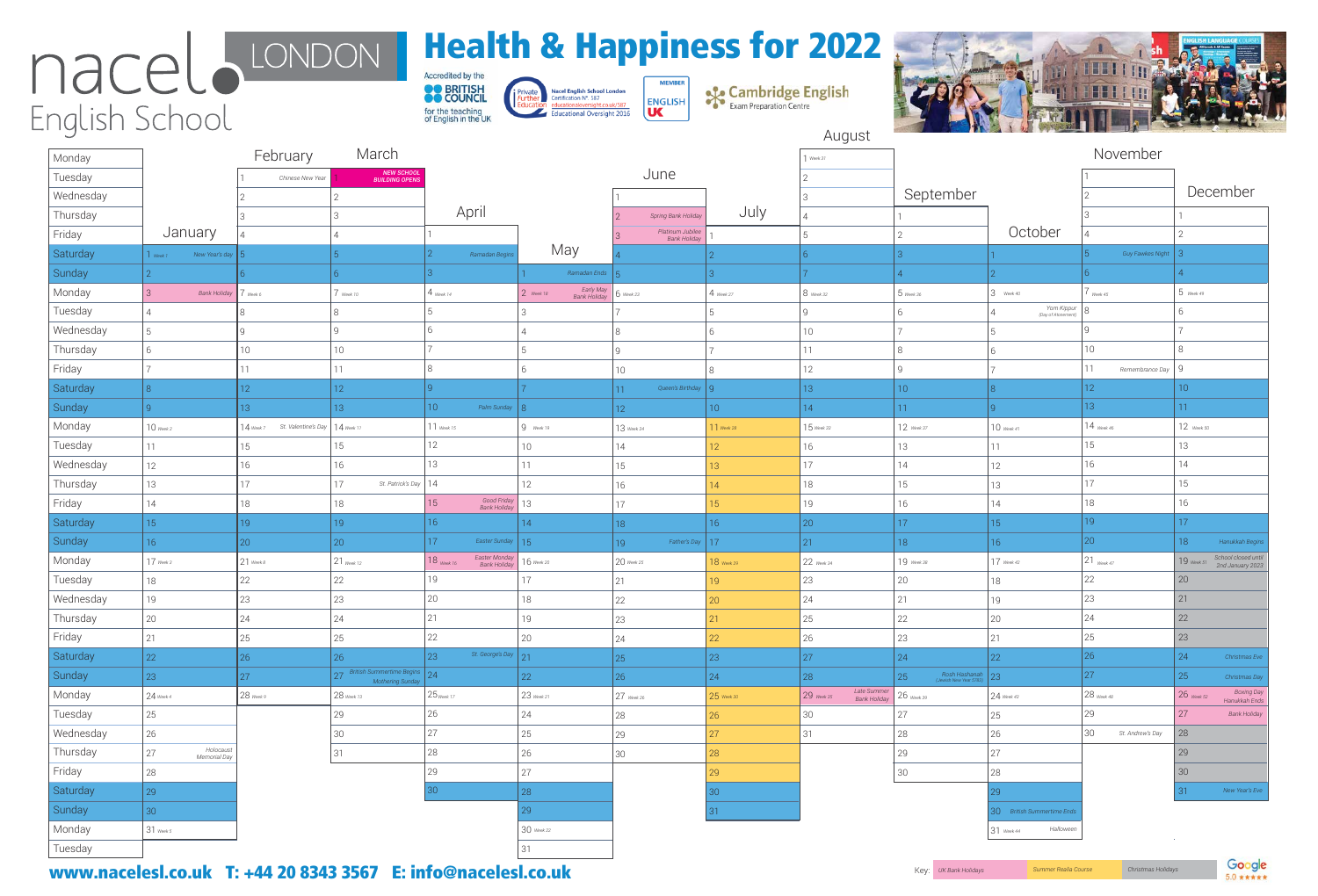# nacel LONDON English School

## Health & Happiness for 2022

Accredited by the BRITISH COUNCIL for the teaching of English in the UK

Private Further Education – Nacel English School London Certification N° 582 educationaloversight.co.uk/582 Educational Oversight 2016

MEMBER ENGLISH UK

Cambridge English Exam Preparation Centre

| Day | January | February | March | April | May | June | July | August | September | October | November | December |
|---|---|---|---|---|---|---|---|---|---|---|---|---|
| Monday | | | | | | | | 1 Week 31 | | | | |
| Tuesday | | 1 Chinese New Year | 1 NEW SCHOOL BUILDING OPENS | | | | | 2 | | | 1 | |
| Wednesday | | 2 | 2 | | | 1 | | 3 | | | 2 | |
| Thursday | | 3 | 3 | | | 2 Spring Bank Holiday | | 4 | 1 | | 3 | 1 |
| Friday | | 4 | 4 | 1 | | 3 Platinum Jubilee Bank Holiday | 1 | 5 | 2 | | 4 | 2 |
| Saturday | 1 Week 1 New Year's Day | 5 | 5 | 2 Ramadan Begins | | 4 | 2 | 6 | 3 | 1 | 5 Guy Fawkes Night | 3 |
| Sunday | 2 | 6 | 6 | 3 | 1 Ramadan Ends | 5 | 3 | 7 | 4 | 2 | 6 | 4 |
| Monday | 3 Bank Holiday | 7 Week 6 | 7 Week 10 | 4 Week 14 | 2 Week 18 Early May Bank Holiday | 6 Week 23 | 4 Week 27 | 8 Week 32 | 5 Week 36 | 3 Week 40 | 7 Week 45 | 5 Week 49 |
| Tuesday | 4 | 8 | 8 | 5 | 3 | 7 | 5 | 9 | 6 | 4 Yom Kippur (Day of Atonement) | 8 | 6 |
| Wednesday | 5 | 9 | 9 | 6 | 4 | 8 | 6 | 10 | 7 | 5 | 9 | 7 |
| Thursday | 6 | 10 | 10 | 7 | 5 | 9 | 7 | 11 | 8 | 6 | 10 | 8 |
| Friday | 7 | 11 | 11 | 8 | 6 | 10 | 8 | 12 | 9 | 7 | 11 Remembrance Day | 9 |
| Saturday | 8 | 12 | 12 | 9 | 7 | 11 Queen's Birthday | 9 | 13 | 10 | 8 | 12 | 10 |
| Sunday | 9 | 13 | 13 | 10 Palm Sunday | 8 | 12 | 10 | 14 | 11 | 9 | 13 | 11 |
| Monday | 10 Week 2 | 14 Week 7 St. Valentine's Day | 14 Week 11 | 11 Week 15 | 9 Week 19 | 13 Week 24 | 11 Week 28 | 15 Week 33 | 12 Week 37 | 10 Week 41 | 14 Week 46 | 12 Week 50 |
| Tuesday | 11 | 15 | 15 | 12 | 10 | 14 | 12 | 16 | 13 | 11 | 15 | 13 |
| Wednesday | 12 | 16 | 16 | 13 | 11 | 15 | 13 | 17 | 14 | 12 | 16 | 14 |
| Thursday | 13 | 17 | 17 St. Patrick's Day | 14 | 12 | 16 | 14 | 18 | 15 | 13 | 17 | 15 |
| Friday | 14 | 18 | 18 | 15 Good Friday Bank Holiday | 13 | 17 | 15 | 19 | 16 | 14 | 18 | 16 |
| Saturday | 15 | 19 | 19 | 16 | 14 | 18 | 16 | 20 | 17 | 15 | 19 | 17 |
| Sunday | 16 | 20 | 20 | 17 Easter Sunday | 15 | 19 Father's Day | 17 | 21 | 18 | 16 | 20 | 18 Hanukkah Begins |
| Monday | 17 Week 3 | 21 Week 8 | 21 Week 12 | 18 Week 16 Easter Monday Bank Holiday | 16 Week 20 | 20 Week 25 | 18 Week 29 | 22 Week 34 | 19 Week 38 | 17 Week 42 | 21 Week 47 | 19 Week 51 School closed until 2nd January 2023 |
| Tuesday | 18 | 22 | 22 | 19 | 17 | 21 | 19 | 23 | 20 | 18 | 22 | 20 |
| Wednesday | 19 | 23 | 23 | 20 | 18 | 22 | 20 | 24 | 21 | 19 | 23 | 21 |
| Thursday | 20 | 24 | 24 | 21 | 19 | 23 | 21 | 25 | 22 | 20 | 24 | 22 |
| Friday | 21 | 25 | 25 | 22 | 20 | 24 | 22 | 26 | 23 | 21 | 25 | 23 |
| Saturday | 22 | 26 | 26 | 23 St. George's Day | 21 | 25 | 23 | 27 | 24 | 22 | 26 | 24 Christmas Eve |
| Sunday | 23 | 27 | 27 British Summertime Begins Mothering Sunday | 24 | 22 | 26 | 24 | 28 | 25 Rosh Hashanah (Jewish New Year 5783) | 23 | 27 | 25 Christmas Day |
| Monday | 24 Week 4 | 28 Week 9 | 28 Week 13 | 25 Week 17 | 23 Week 21 | 27 Week 26 | 25 Week 30 | 29 Week 35 Late Summer Bank Holiday | 26 Week 39 | 24 Week 43 | 28 Week 48 | 26 Week 52 Boxing Day Hanukkah Ends |
| Tuesday | 25 | | 29 | 26 | 24 | 28 | 26 | 30 | 27 | 25 | 29 | 27 Bank Holiday |
| Wednesday | 26 | | 30 | 27 | 25 | 29 | 27 | 31 | 28 | 26 | 30 St. Andrew's Day | 28 |
| Thursday | 27 Holocaust Memorial Day | | 31 | 28 | 26 | 30 | 28 | | 29 | 27 | | 29 |
| Friday | 28 | | | 29 | 27 | | 29 | | 30 | 28 | | 30 |
| Saturday | 29 | | | 30 | 28 | | 30 | | | 29 | | 31 New Year's Eve |
| Sunday | 30 | | | | 29 | | 31 | | | 30 British Summertime Ends | | |
| Monday | 31 Week 5 | | | | 30 Week 22 | | | | | 31 Week 44 Halloween | | |
| Tuesday | | | | | 31 | | | | | | | |

Key: UK Bank Holidays | Summer Realia Course | Christmas Holidays

www.nacelesl.co.uk T: +44 20 8343 3567 E: info@nacelesl.co.uk

Google 5.0 ★★★★★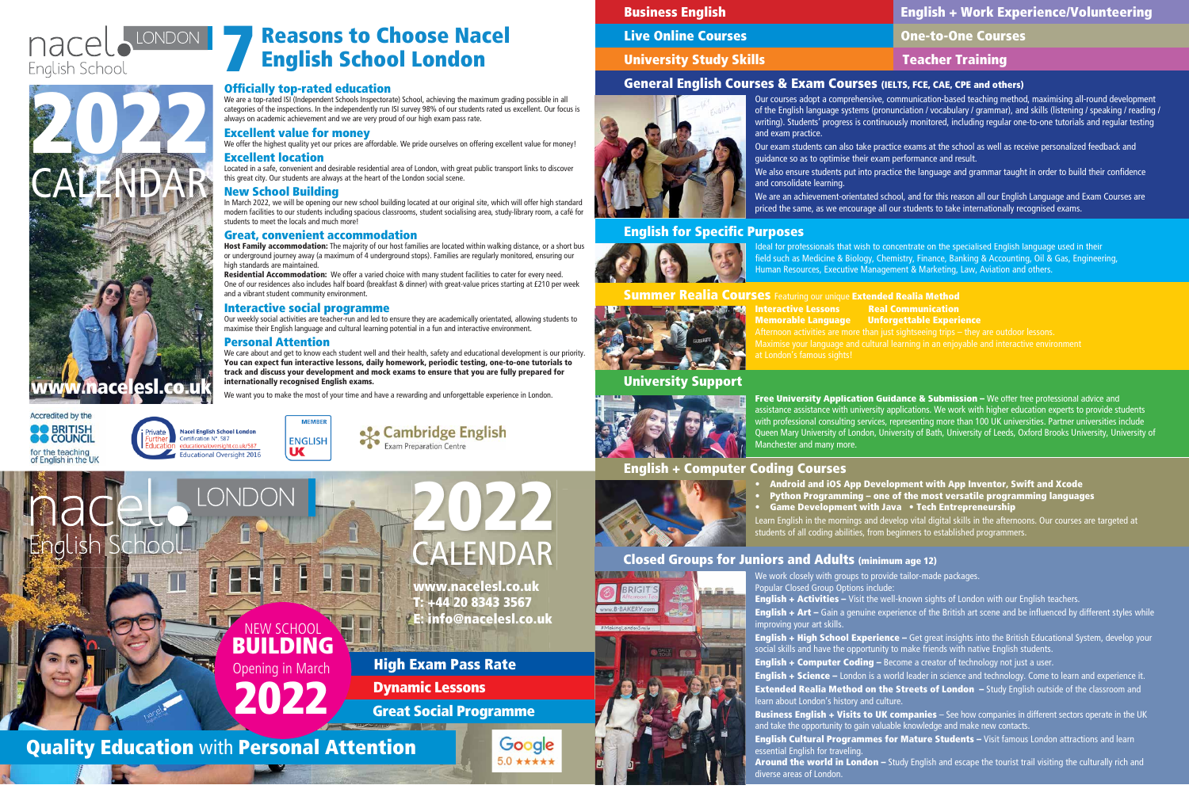nacel LONDON
English School

# 2022 CALENDAR

www.nacelesl.co.uk

Accredited by the BRITISH COUNCIL for the teaching of English in the UK

Private Further Education — Nacel English School London Certification N° 587 educationaloversight.co.uk/587 Educational Oversight 2016

MEMBER ENGLISH UK

Cambridge English Exam Preparation Centre

# 7 Reasons to Choose Nacel English School London

## Officially top-rated education

We are a top-rated ISI (Independent Schools Inspectorate) School, achieving the maximum grading possible in all categories of the inspections. In the independently run ISI survey 98% of our students rated us excellent. Our focus is always on academic achievement and we are very proud of our high exam pass rate.

## Excellent value for money

We offer the highest quality yet our prices are affordable. We pride ourselves on offering excellent value for money!

## Excellent location

Located in a safe, convenient and desirable residential area of London, with great public transport links to discover this great city. Our students are always at the heart of the London social scene.

## New School Building

In March 2022, we will be opening our new school building located at our original site, which will offer high standard modern facilities to our students including spacious classrooms, student socialising area, study-library room, a café for students to meet the locals and much more!

## Great, convenient accommodation

**Host Family accommodation:** The majority of our host families are located within walking distance, or a short bus or underground journey away (a maximum of 4 underground stops). Families are regularly monitored, ensuring our high standards are maintained.

**Residential Accommodation:** We offer a varied choice with many student facilities to cater for every need. One of our residences also includes half board (breakfast & dinner) with great-value prices starting at £210 per week and a vibrant student community environment.

## Interactive social programme

Our weekly social activities are teacher-run and led to ensure they are academically orientated, allowing students to maximise their English language and cultural learning potential in a fun and interactive environment.

## Personal Attention

We care about and get to know each student well and their health, safety and educational development is our priority. **You can expect fun interactive lessons, daily homework, periodic testing, one-to-one tutorials to track and discuss your development and mock exams to ensure that you are fully prepared for internationally recognised English exams.**

We want you to make the most of your time and have a rewarding and unforgettable experience in London.

---

nacel LONDON
English School

# 2022 CALENDAR

www.nacelesl.co.uk
T: +44 20 8343 3567
E: info@nacelesl.co.uk

NEW SCHOOL **BUILDING**
Opening in March
**2022**

**High Exam Pass Rate**
**Dynamic Lessons**
**Great Social Programme**

**Quality Education** with **Personal Attention**

Google 5.0 ★★★★★

---

**Business English** | **English + Work Experience/Volunteering**
**Live Online Courses** | **One-to-One Courses**
**University Study Skills** | **Teacher Training**

## General English Courses & Exam Courses (IELTS, FCE, CAE, CPE and others)

Our courses adopt a comprehensive, communication-based teaching method, maximising all-round development of the English language systems (pronunciation / vocabulary / grammar), and skills (listening / speaking / reading / writing). Students' progress is continuously monitored, including regular one-to-one tutorials and regular testing and exam practice.

Our exam students can also take practice exams at the school as well as receive personalized feedback and guidance so as to optimise their exam performance and result.

We also ensure students put into practice the language and grammar taught in order to build their confidence and consolidate learning.

We are an achievement-orientated school, and for this reason all our English Language and Exam Courses are priced the same, as we encourage all our students to take internationally recognised exams.

## English for Specific Purposes

Ideal for professionals that wish to concentrate on the specialised English language used in their field such as Medicine & Biology, Chemistry, Finance, Banking & Accounting, Oil & Gas, Engineering, Human Resources, Executive Management & Marketing, Law, Aviation and others.

## Summer Realia Courses Featuring our unique **Extended Realia Method**

**Interactive Lessons** — **Real Communication**
**Memorable Language** — **Unforgettable Experience**

Afternoon activities are more than just sightseeing trips – they are outdoor lessons. Maximise your language and cultural learning in an enjoyable and interactive environment at London's famous sights!

## University Support

**Free University Application Guidance & Submission –** We offer tree professional advice and assistance assistance with university applications. We work with higher education experts to provide students with professional consulting services, representing more than 100 UK universities. Partner universities include Queen Mary University of London, University of Bath, University of Leeds, Oxford Brooks University, University of Manchester and many more.

## English + Computer Coding Courses

- **Android and iOS App Development with App Inventor, Swift and Xcode**
- **Python Programming – one of the most versatile programming languages**
- **Game Development with Java** • **Tech Entrepreneurship**

Learn English in the mornings and develop vital digital skills in the afternoons. Our courses are targeted at students of all coding abilities, from beginners to established programmers.

## Closed Groups for Juniors and Adults (minimum age 12)

We work closely with groups to provide tailor-made packages.
Popular Closed Group Options include:

**English + Activities –** Visit the well-known sights of London with our English teachers.
**English + Art –** Gain a genuine experience of the British art scene and be influenced by different styles while improving your art skills.
**English + High School Experience –** Get great insights into the British Educational System, develop your social skills and have the opportunity to make friends with native English students.
**English + Computer Coding –** Become a creator of technology not just a user.
**English + Science –** London is a world leader in science and technology. Come to learn and experience it.
**Extended Realia Method on the Streets of London –** Study English outside of the classroom and learn about London's history and culture.
**Business English + Visits to UK companies** – See how companies in different sectors operate in the UK and take the opportunity to gain valuable knowledge and make new contacts.
**English Cultural Programmes for Mature Students –** Visit famous London attractions and learn essential English for traveling.
**Around the world in London –** Study English and escape the tourist trail visiting the culturally rich and diverse areas of London.